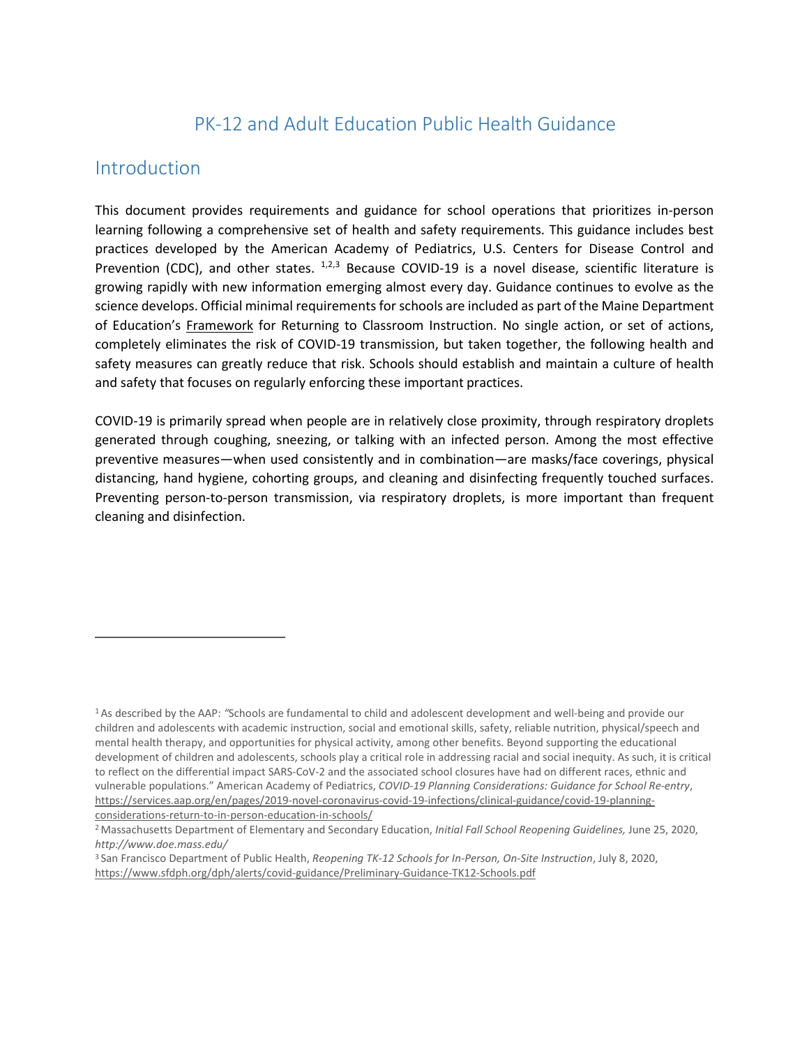# PK-12 and Adult Education Public Health Guidance

## Introduction

This document provides requirements and guidance for school operations that prioritizes in-person learning following a comprehensive set of health and safety requirements. This guidance includes best practices developed by the American Academy of Pediatrics, U.S. Centers for Disease Control and Prevention (CDC), and other states. [1,2,3] Because COVID-19 is a novel disease, scientific literature is growing rapidly with new information emerging almost every day. Guidance continues to evolve as the science develops. Official minimal requirements for schools are included as part of the Maine Department of Education's Framework for Returning to Classroom Instruction. No single action, or set of actions, completely eliminates the risk of COVID-19 transmission, but taken together, the following health and safety measures can greatly reduce that risk. Schools should establish and maintain a culture of health and safety that focuses on regularly enforcing these important practices.

COVID-19 is primarily spread when people are in relatively close proximity, through respiratory droplets generated through coughing, sneezing, or talking with an infected person. Among the most effective preventive measures—when used consistently and in combination—are masks/face coverings, physical distancing, hand hygiene, cohorting groups, and cleaning and disinfecting frequently touched surfaces. Preventing person-to-person transmission, via respiratory droplets, is more important than frequent cleaning and disinfection.

---

[1] As described by the AAP: "Schools are fundamental to child and adolescent development and well-being and provide our children and adolescents with academic instruction, social and emotional skills, safety, reliable nutrition, physical/speech and mental health therapy, and opportunities for physical activity, among other benefits. Beyond supporting the educational development of children and adolescents, schools play a critical role in addressing racial and social inequity. As such, it is critical to reflect on the differential impact SARS-CoV-2 and the associated school closures have had on different races, ethnic and vulnerable populations." American Academy of Pediatrics, *COVID-19 Planning Considerations: Guidance for School Re-entry*, https://services.aap.org/en/pages/2019-novel-coronavirus-covid-19-infections/clinical-guidance/covid-19-planning-considerations-return-to-in-person-education-in-schools/

[2] Massachusetts Department of Elementary and Secondary Education, *Initial Fall School Reopening Guidelines,* June 25, 2020, *http://www.doe.mass.edu/*

[3] San Francisco Department of Public Health, *Reopening TK-12 Schools for In-Person, On-Site Instruction*, July 8, 2020, https://www.sfdph.org/dph/alerts/covid-guidance/Preliminary-Guidance-TK12-Schools.pdf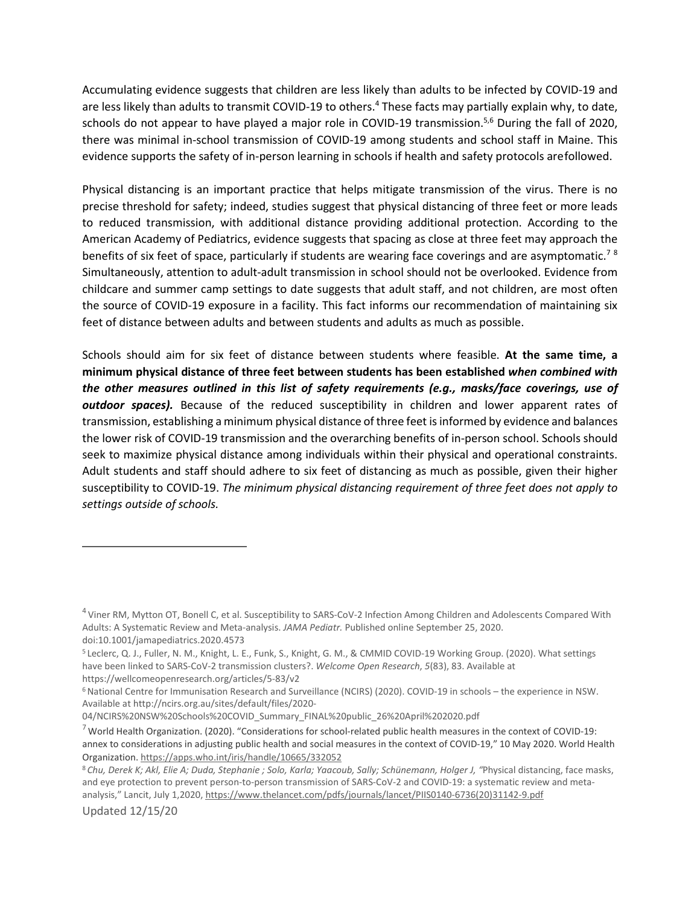Accumulating evidence suggests that children are less likely than adults to be infected by COVID-19 and are less likely than adults to transmit COVID-19 to others.[4] These facts may partially explain why, to date, schools do not appear to have played a major role in COVID-19 transmission.[5,6] During the fall of 2020, there was minimal in-school transmission of COVID-19 among students and school staff in Maine. This evidence supports the safety of in-person learning in schools if health and safety protocols arefollowed.

Physical distancing is an important practice that helps mitigate transmission of the virus. There is no precise threshold for safety; indeed, studies suggest that physical distancing of three feet or more leads to reduced transmission, with additional distance providing additional protection. According to the American Academy of Pediatrics, evidence suggests that spacing as close at three feet may approach the benefits of six feet of space, particularly if students are wearing face coverings and are asymptomatic.[7] [8] Simultaneously, attention to adult-adult transmission in school should not be overlooked. Evidence from childcare and summer camp settings to date suggests that adult staff, and not children, are most often the source of COVID-19 exposure in a facility. This fact informs our recommendation of maintaining six feet of distance between adults and between students and adults as much as possible.

Schools should aim for six feet of distance between students where feasible. **At the same time, a minimum physical distance of three feet between students has been established *when combined with the other measures outlined in this list of safety requirements (e.g., masks/face coverings, use of outdoor spaces).*** Because of the reduced susceptibility in children and lower apparent rates of transmission, establishing a minimum physical distance of three feet is informed by evidence and balances the lower risk of COVID-19 transmission and the overarching benefits of in-person school. Schools should seek to maximize physical distance among individuals within their physical and operational constraints. Adult students and staff should adhere to six feet of distancing as much as possible, given their higher susceptibility to COVID-19. *The minimum physical distancing requirement of three feet does not apply to settings outside of schools.*

---

[4] Viner RM, Mytton OT, Bonell C, et al. Susceptibility to SARS-CoV-2 Infection Among Children and Adolescents Compared With Adults: A Systematic Review and Meta-analysis. *JAMA Pediatr.* Published online September 25, 2020. doi:10.1001/jamapediatrics.2020.4573

[5] Leclerc, Q. J., Fuller, N. M., Knight, L. E., Funk, S., Knight, G. M., & CMMID COVID-19 Working Group. (2020). What settings have been linked to SARS-CoV-2 transmission clusters?. *Welcome Open Research*, *5*(83), 83. Available at https://wellcomeopenresearch.org/articles/5-83/v2

[6] National Centre for Immunisation Research and Surveillance (NCIRS) (2020). COVID-19 in schools – the experience in NSW. Available at http://ncirs.org.au/sites/default/files/2020-04/NCIRS%20NSW%20Schools%20COVID_Summary_FINAL%20public_26%20April%202020.pdf

[7] World Health Organization. (2020). "Considerations for school-related public health measures in the context of COVID-19: annex to considerations in adjusting public health and social measures in the context of COVID-19," 10 May 2020. World Health Organization. https://apps.who.int/iris/handle/10665/332052

[8] *Chu, Derek K; Akl, Elie A; Duda, Stephanie ; Solo, Karla; Yaacoub, Sally; Schünemann, Holger J, "*Physical distancing, face masks, and eye protection to prevent person-to-person transmission of SARS-CoV-2 and COVID-19: a systematic review and meta-analysis," Lancit, July 1,2020, https://www.thelancet.com/pdfs/journals/lancet/PIIS0140-6736(20)31142-9.pdf

Updated 12/15/20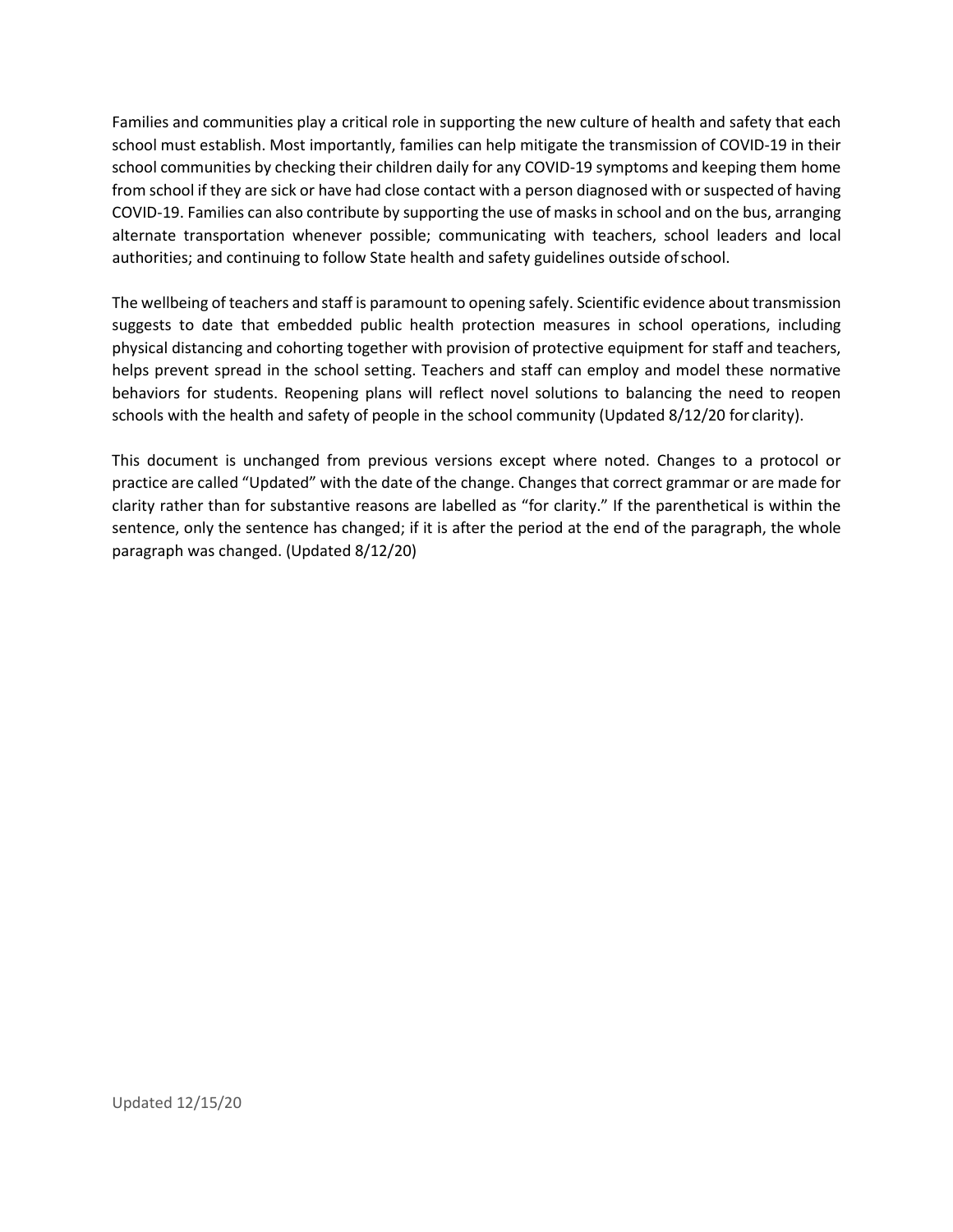Families and communities play a critical role in supporting the new culture of health and safety that each school must establish. Most importantly, families can help mitigate the transmission of COVID-19 in their school communities by checking their children daily for any COVID-19 symptoms and keeping them home from school if they are sick or have had close contact with a person diagnosed with or suspected of having COVID-19. Families can also contribute by supporting the use of masks in school and on the bus, arranging alternate transportation whenever possible; communicating with teachers, school leaders and local authorities; and continuing to follow State health and safety guidelines outside of school.

The wellbeing of teachers and staff is paramount to opening safely. Scientific evidence about transmission suggests to date that embedded public health protection measures in school operations, including physical distancing and cohorting together with provision of protective equipment for staff and teachers, helps prevent spread in the school setting. Teachers and staff can employ and model these normative behaviors for students. Reopening plans will reflect novel solutions to balancing the need to reopen schools with the health and safety of people in the school community (Updated 8/12/20 for clarity).

This document is unchanged from previous versions except where noted. Changes to a protocol or practice are called "Updated" with the date of the change. Changes that correct grammar or are made for clarity rather than for substantive reasons are labelled as "for clarity." If the parenthetical is within the sentence, only the sentence has changed; if it is after the period at the end of the paragraph, the whole paragraph was changed. (Updated 8/12/20)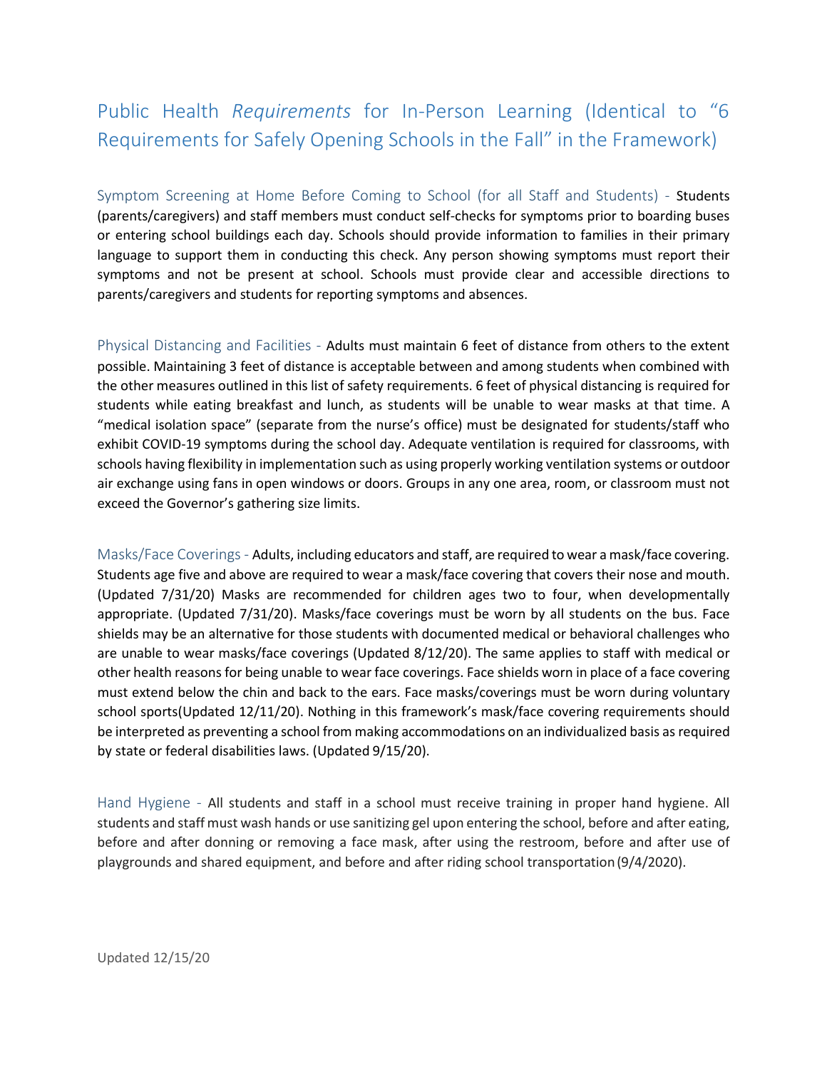## Public Health *Requirements* for In-Person Learning (Identical to "6 Requirements for Safely Opening Schools in the Fall" in the Framework)

**Symptom Screening at Home Before Coming to School (for all Staff and Students)** - Students (parents/caregivers) and staff members must conduct self-checks for symptoms prior to boarding buses or entering school buildings each day. Schools should provide information to families in their primary language to support them in conducting this check. Any person showing symptoms must report their symptoms and not be present at school. Schools must provide clear and accessible directions to parents/caregivers and students for reporting symptoms and absences.

**Physical Distancing and Facilities** - Adults must maintain 6 feet of distance from others to the extent possible. Maintaining 3 feet of distance is acceptable between and among students when combined with the other measures outlined in this list of safety requirements. 6 feet of physical distancing is required for students while eating breakfast and lunch, as students will be unable to wear masks at that time. A "medical isolation space" (separate from the nurse's office) must be designated for students/staff who exhibit COVID-19 symptoms during the school day. Adequate ventilation is required for classrooms, with schools having flexibility in implementation such as using properly working ventilation systems or outdoor air exchange using fans in open windows or doors. Groups in any one area, room, or classroom must not exceed the Governor's gathering size limits.

**Masks/Face Coverings** - Adults, including educators and staff, are required to wear a mask/face covering. Students age five and above are required to wear a mask/face covering that covers their nose and mouth. (Updated 7/31/20) Masks are recommended for children ages two to four, when developmentally appropriate. (Updated 7/31/20). Masks/face coverings must be worn by all students on the bus. Face shields may be an alternative for those students with documented medical or behavioral challenges who are unable to wear masks/face coverings (Updated 8/12/20). The same applies to staff with medical or other health reasons for being unable to wear face coverings. Face shields worn in place of a face covering must extend below the chin and back to the ears. Face masks/coverings must be worn during voluntary school sports(Updated 12/11/20). Nothing in this framework's mask/face covering requirements should be interpreted as preventing a school from making accommodations on an individualized basis as required by state or federal disabilities laws. (Updated 9/15/20).

**Hand Hygiene** - All students and staff in a school must receive training in proper hand hygiene. All students and staff must wash hands or use sanitizing gel upon entering the school, before and after eating, before and after donning or removing a face mask, after using the restroom, before and after use of playgrounds and shared equipment, and before and after riding school transportation (9/4/2020).

Updated 12/15/20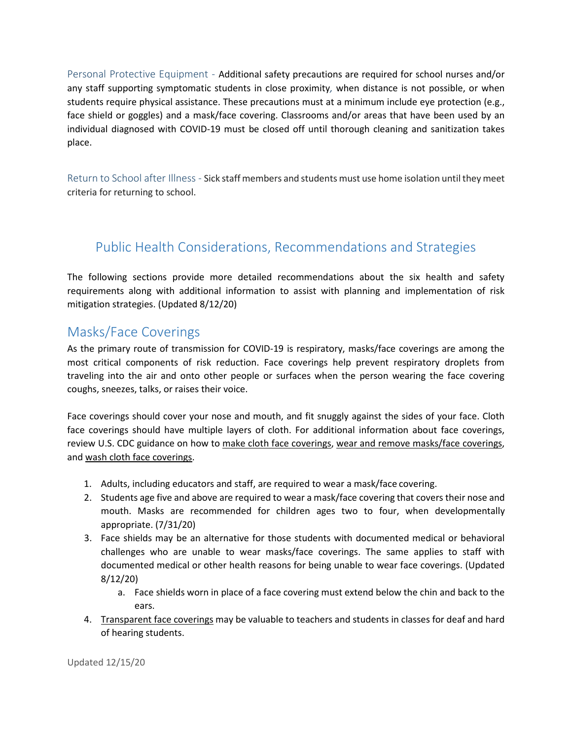Personal Protective Equipment - Additional safety precautions are required for school nurses and/or any staff supporting symptomatic students in close proximity, when distance is not possible, or when students require physical assistance. These precautions must at a minimum include eye protection (e.g., face shield or goggles) and a mask/face covering. Classrooms and/or areas that have been used by an individual diagnosed with COVID-19 must be closed off until thorough cleaning and sanitization takes place.

Return to School after Illness - Sick staff members and students must use home isolation until they meet criteria for returning to school.

# Public Health Considerations, Recommendations and Strategies

The following sections provide more detailed recommendations about the six health and safety requirements along with additional information to assist with planning and implementation of risk mitigation strategies. (Updated 8/12/20)

## Masks/Face Coverings

As the primary route of transmission for COVID-19 is respiratory, masks/face coverings are among the most critical components of risk reduction. Face coverings help prevent respiratory droplets from traveling into the air and onto other people or surfaces when the person wearing the face covering coughs, sneezes, talks, or raises their voice.

Face coverings should cover your nose and mouth, and fit snuggly against the sides of your face. Cloth face coverings should have multiple layers of cloth. For additional information about face coverings, review U.S. CDC guidance on how to make cloth face coverings, wear and remove masks/face coverings, and wash cloth face coverings.

1. Adults, including educators and staff, are required to wear a mask/face covering.
2. Students age five and above are required to wear a mask/face covering that covers their nose and mouth. Masks are recommended for children ages two to four, when developmentally appropriate. (7/31/20)
3. Face shields may be an alternative for those students with documented medical or behavioral challenges who are unable to wear masks/face coverings. The same applies to staff with documented medical or other health reasons for being unable to wear face coverings. (Updated 8/12/20)
    a. Face shields worn in place of a face covering must extend below the chin and back to the ears.
4. Transparent face coverings may be valuable to teachers and students in classes for deaf and hard of hearing students.

Updated 12/15/20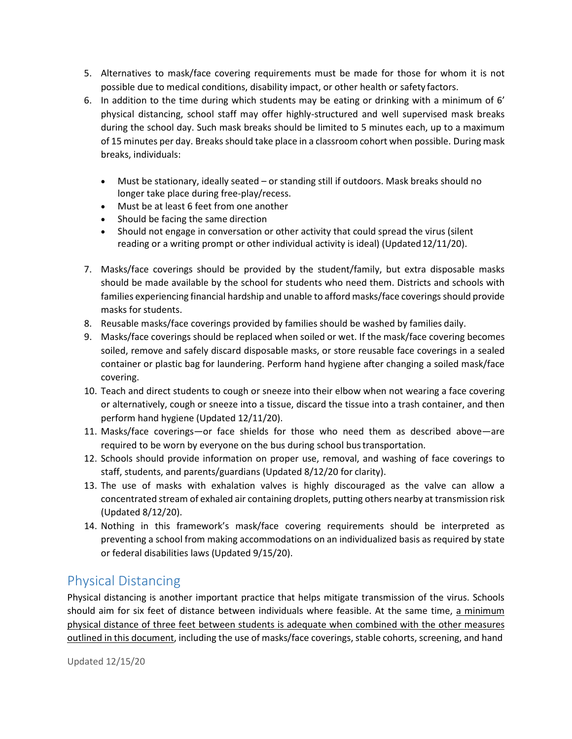5. Alternatives to mask/face covering requirements must be made for those for whom it is not possible due to medical conditions, disability impact, or other health or safety factors.
6. In addition to the time during which students may be eating or drinking with a minimum of 6' physical distancing, school staff may offer highly-structured and well supervised mask breaks during the school day. Such mask breaks should be limited to 5 minutes each, up to a maximum of 15 minutes per day. Breaks should take place in a classroom cohort when possible. During mask breaks, individuals:

    - Must be stationary, ideally seated – or standing still if outdoors. Mask breaks should no longer take place during free-play/recess.
    - Must be at least 6 feet from one another
    - Should be facing the same direction
    - Should not engage in conversation or other activity that could spread the virus (silent reading or a writing prompt or other individual activity is ideal) (Updated 12/11/20).

7. Masks/face coverings should be provided by the student/family, but extra disposable masks should be made available by the school for students who need them. Districts and schools with families experiencing financial hardship and unable to afford masks/face coverings should provide masks for students.
8. Reusable masks/face coverings provided by families should be washed by families daily.
9. Masks/face coverings should be replaced when soiled or wet. If the mask/face covering becomes soiled, remove and safely discard disposable masks, or store reusable face coverings in a sealed container or plastic bag for laundering. Perform hand hygiene after changing a soiled mask/face covering.
10. Teach and direct students to cough or sneeze into their elbow when not wearing a face covering or alternatively, cough or sneeze into a tissue, discard the tissue into a trash container, and then perform hand hygiene (Updated 12/11/20).
11. Masks/face coverings—or face shields for those who need them as described above—are required to be worn by everyone on the bus during school bus transportation.
12. Schools should provide information on proper use, removal, and washing of face coverings to staff, students, and parents/guardians (Updated 8/12/20 for clarity).
13. The use of masks with exhalation valves is highly discouraged as the valve can allow a concentrated stream of exhaled air containing droplets, putting others nearby at transmission risk (Updated 8/12/20).
14. Nothing in this framework's mask/face covering requirements should be interpreted as preventing a school from making accommodations on an individualized basis as required by state or federal disabilities laws (Updated 9/15/20).

## Physical Distancing

Physical distancing is another important practice that helps mitigate transmission of the virus. Schools should aim for six feet of distance between individuals where feasible. At the same time, a minimum physical distance of three feet between students is adequate when combined with the other measures outlined in this document, including the use of masks/face coverings, stable cohorts, screening, and hand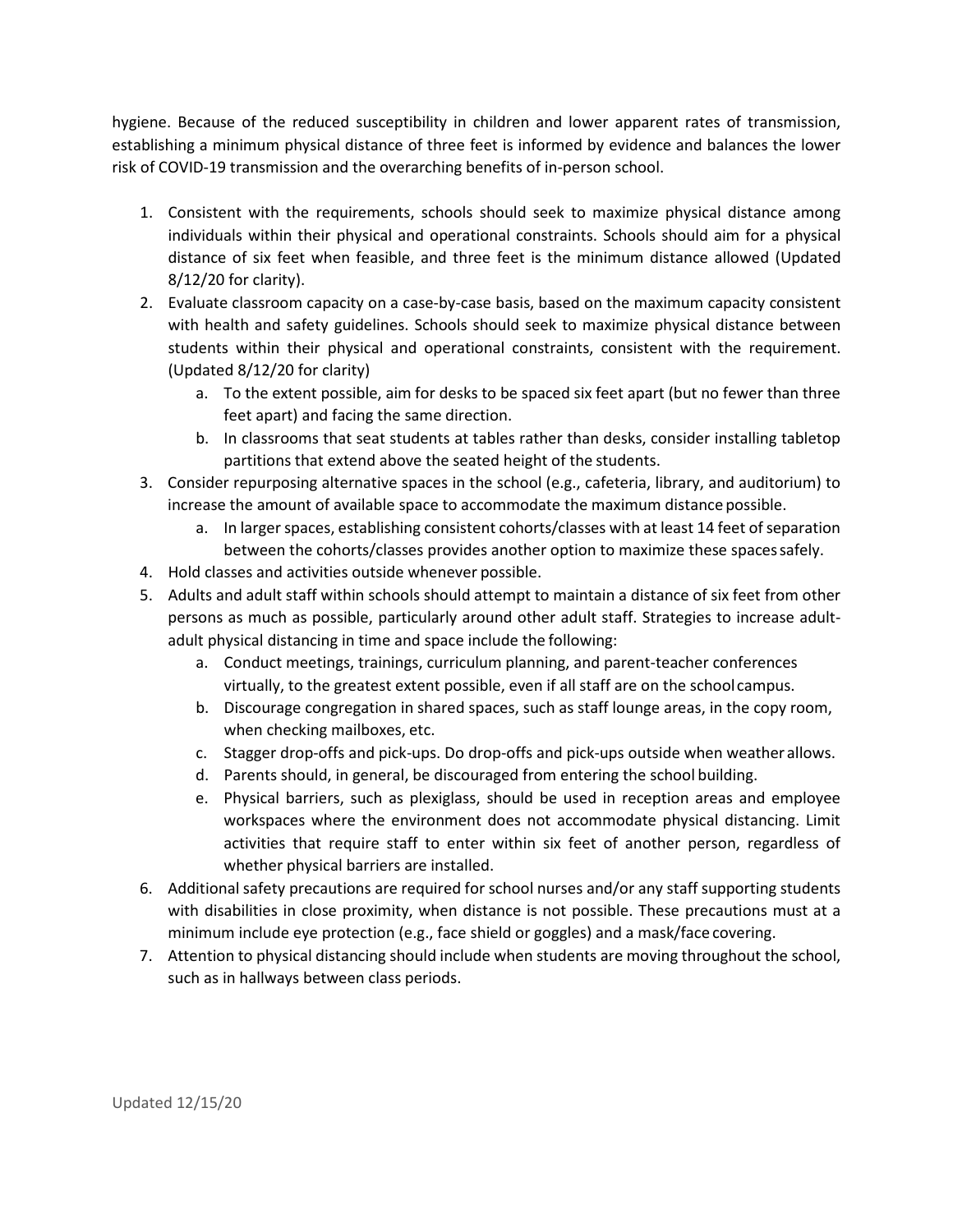hygiene. Because of the reduced susceptibility in children and lower apparent rates of transmission, establishing a minimum physical distance of three feet is informed by evidence and balances the lower risk of COVID-19 transmission and the overarching benefits of in-person school.

1. Consistent with the requirements, schools should seek to maximize physical distance among individuals within their physical and operational constraints. Schools should aim for a physical distance of six feet when feasible, and three feet is the minimum distance allowed (Updated 8/12/20 for clarity).
2. Evaluate classroom capacity on a case-by-case basis, based on the maximum capacity consistent with health and safety guidelines. Schools should seek to maximize physical distance between students within their physical and operational constraints, consistent with the requirement. (Updated 8/12/20 for clarity)
   a. To the extent possible, aim for desks to be spaced six feet apart (but no fewer than three feet apart) and facing the same direction.
   b. In classrooms that seat students at tables rather than desks, consider installing tabletop partitions that extend above the seated height of the students.
3. Consider repurposing alternative spaces in the school (e.g., cafeteria, library, and auditorium) to increase the amount of available space to accommodate the maximum distance possible.
   a. In larger spaces, establishing consistent cohorts/classes with at least 14 feet of separation between the cohorts/classes provides another option to maximize these spaces safely.
4. Hold classes and activities outside whenever possible.
5. Adults and adult staff within schools should attempt to maintain a distance of six feet from other persons as much as possible, particularly around other adult staff. Strategies to increase adult-adult physical distancing in time and space include the following:
   a. Conduct meetings, trainings, curriculum planning, and parent-teacher conferences virtually, to the greatest extent possible, even if all staff are on the school campus.
   b. Discourage congregation in shared spaces, such as staff lounge areas, in the copy room, when checking mailboxes, etc.
   c. Stagger drop-offs and pick-ups. Do drop-offs and pick-ups outside when weather allows.
   d. Parents should, in general, be discouraged from entering the school building.
   e. Physical barriers, such as plexiglass, should be used in reception areas and employee workspaces where the environment does not accommodate physical distancing. Limit activities that require staff to enter within six feet of another person, regardless of whether physical barriers are installed.
6. Additional safety precautions are required for school nurses and/or any staff supporting students with disabilities in close proximity, when distance is not possible. These precautions must at a minimum include eye protection (e.g., face shield or goggles) and a mask/face covering.
7. Attention to physical distancing should include when students are moving throughout the school, such as in hallways between class periods.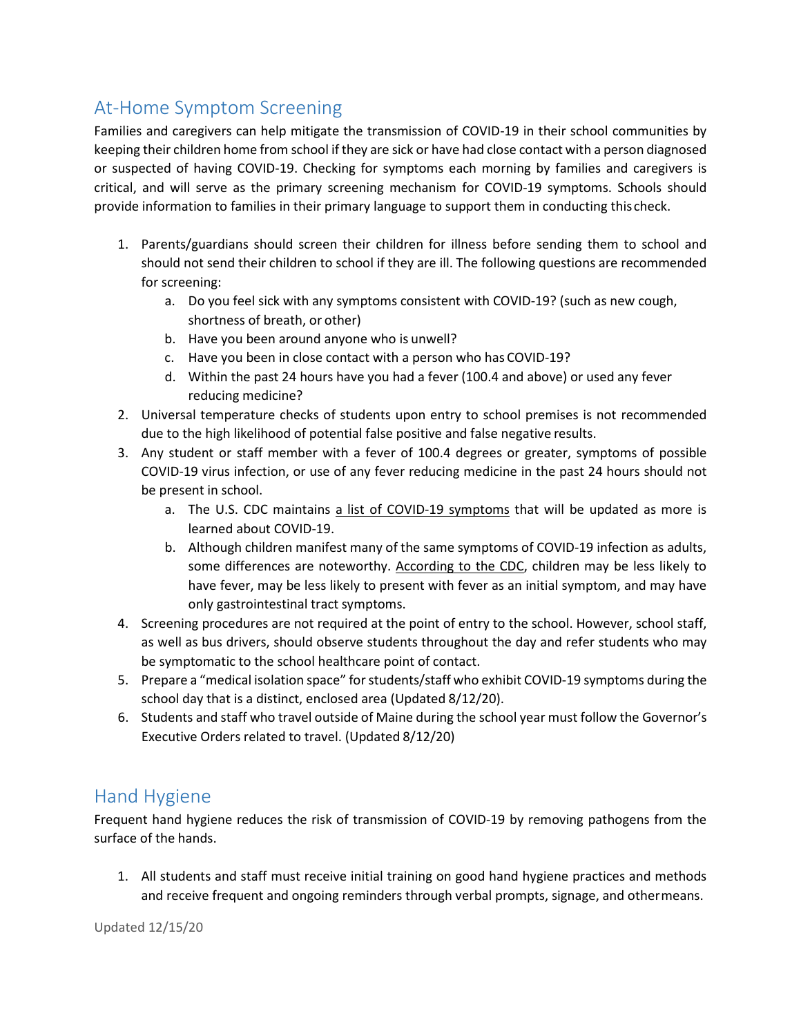## At-Home Symptom Screening

Families and caregivers can help mitigate the transmission of COVID-19 in their school communities by keeping their children home from school if they are sick or have had close contact with a person diagnosed or suspected of having COVID-19. Checking for symptoms each morning by families and caregivers is critical, and will serve as the primary screening mechanism for COVID-19 symptoms. Schools should provide information to families in their primary language to support them in conducting this check.

1. Parents/guardians should screen their children for illness before sending them to school and should not send their children to school if they are ill. The following questions are recommended for screening:
    a. Do you feel sick with any symptoms consistent with COVID-19? (such as new cough, shortness of breath, or other)
    b. Have you been around anyone who is unwell?
    c. Have you been in close contact with a person who has COVID-19?
    d. Within the past 24 hours have you had a fever (100.4 and above) or used any fever reducing medicine?
2. Universal temperature checks of students upon entry to school premises is not recommended due to the high likelihood of potential false positive and false negative results.
3. Any student or staff member with a fever of 100.4 degrees or greater, symptoms of possible COVID-19 virus infection, or use of any fever reducing medicine in the past 24 hours should not be present in school.
    a. The U.S. CDC maintains a list of COVID-19 symptoms that will be updated as more is learned about COVID-19.
    b. Although children manifest many of the same symptoms of COVID-19 infection as adults, some differences are noteworthy. According to the CDC, children may be less likely to have fever, may be less likely to present with fever as an initial symptom, and may have only gastrointestinal tract symptoms.
4. Screening procedures are not required at the point of entry to the school. However, school staff, as well as bus drivers, should observe students throughout the day and refer students who may be symptomatic to the school healthcare point of contact.
5. Prepare a "medical isolation space" for students/staff who exhibit COVID-19 symptoms during the school day that is a distinct, enclosed area (Updated 8/12/20).
6. Students and staff who travel outside of Maine during the school year must follow the Governor's Executive Orders related to travel. (Updated 8/12/20)

## Hand Hygiene

Frequent hand hygiene reduces the risk of transmission of COVID-19 by removing pathogens from the surface of the hands.

1. All students and staff must receive initial training on good hand hygiene practices and methods and receive frequent and ongoing reminders through verbal prompts, signage, and other means.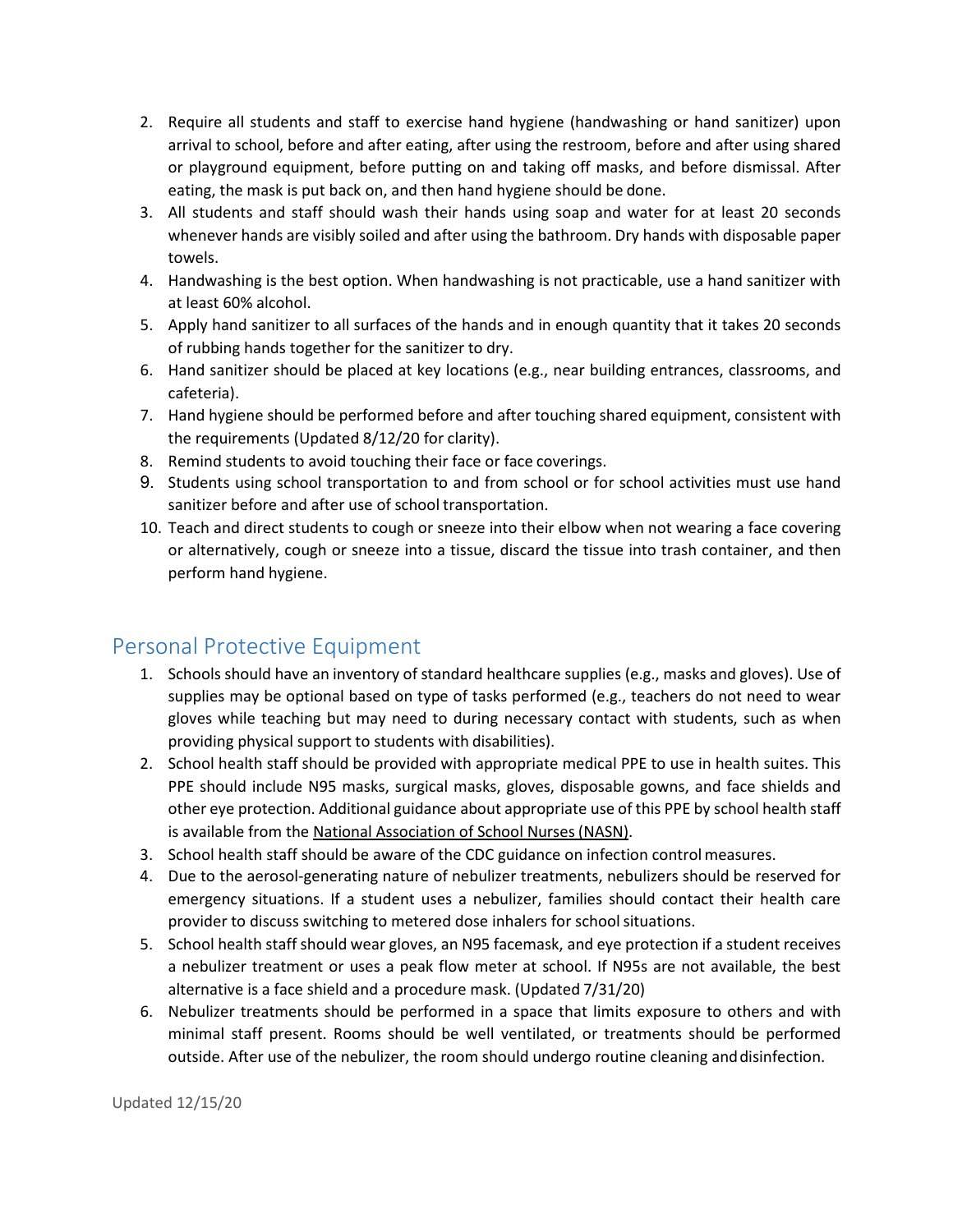2. Require all students and staff to exercise hand hygiene (handwashing or hand sanitizer) upon arrival to school, before and after eating, after using the restroom, before and after using shared or playground equipment, before putting on and taking off masks, and before dismissal. After eating, the mask is put back on, and then hand hygiene should be done.
3. All students and staff should wash their hands using soap and water for at least 20 seconds whenever hands are visibly soiled and after using the bathroom. Dry hands with disposable paper towels.
4. Handwashing is the best option. When handwashing is not practicable, use a hand sanitizer with at least 60% alcohol.
5. Apply hand sanitizer to all surfaces of the hands and in enough quantity that it takes 20 seconds of rubbing hands together for the sanitizer to dry.
6. Hand sanitizer should be placed at key locations (e.g., near building entrances, classrooms, and cafeteria).
7. Hand hygiene should be performed before and after touching shared equipment, consistent with the requirements (Updated 8/12/20 for clarity).
8. Remind students to avoid touching their face or face coverings.
9. Students using school transportation to and from school or for school activities must use hand sanitizer before and after use of school transportation.
10. Teach and direct students to cough or sneeze into their elbow when not wearing a face covering or alternatively, cough or sneeze into a tissue, discard the tissue into trash container, and then perform hand hygiene.

## Personal Protective Equipment

1. Schools should have an inventory of standard healthcare supplies (e.g., masks and gloves). Use of supplies may be optional based on type of tasks performed (e.g., teachers do not need to wear gloves while teaching but may need to during necessary contact with students, such as when providing physical support to students with disabilities).
2. School health staff should be provided with appropriate medical PPE to use in health suites. This PPE should include N95 masks, surgical masks, gloves, disposable gowns, and face shields and other eye protection. Additional guidance about appropriate use of this PPE by school health staff is available from the National Association of School Nurses (NASN).
3. School health staff should be aware of the CDC guidance on infection control measures.
4. Due to the aerosol-generating nature of nebulizer treatments, nebulizers should be reserved for emergency situations. If a student uses a nebulizer, families should contact their health care provider to discuss switching to metered dose inhalers for school situations.
5. School health staff should wear gloves, an N95 facemask, and eye protection if a student receives a nebulizer treatment or uses a peak flow meter at school. If N95s are not available, the best alternative is a face shield and a procedure mask. (Updated 7/31/20)
6. Nebulizer treatments should be performed in a space that limits exposure to others and with minimal staff present. Rooms should be well ventilated, or treatments should be performed outside. After use of the nebulizer, the room should undergo routine cleaning and disinfection.

Updated 12/15/20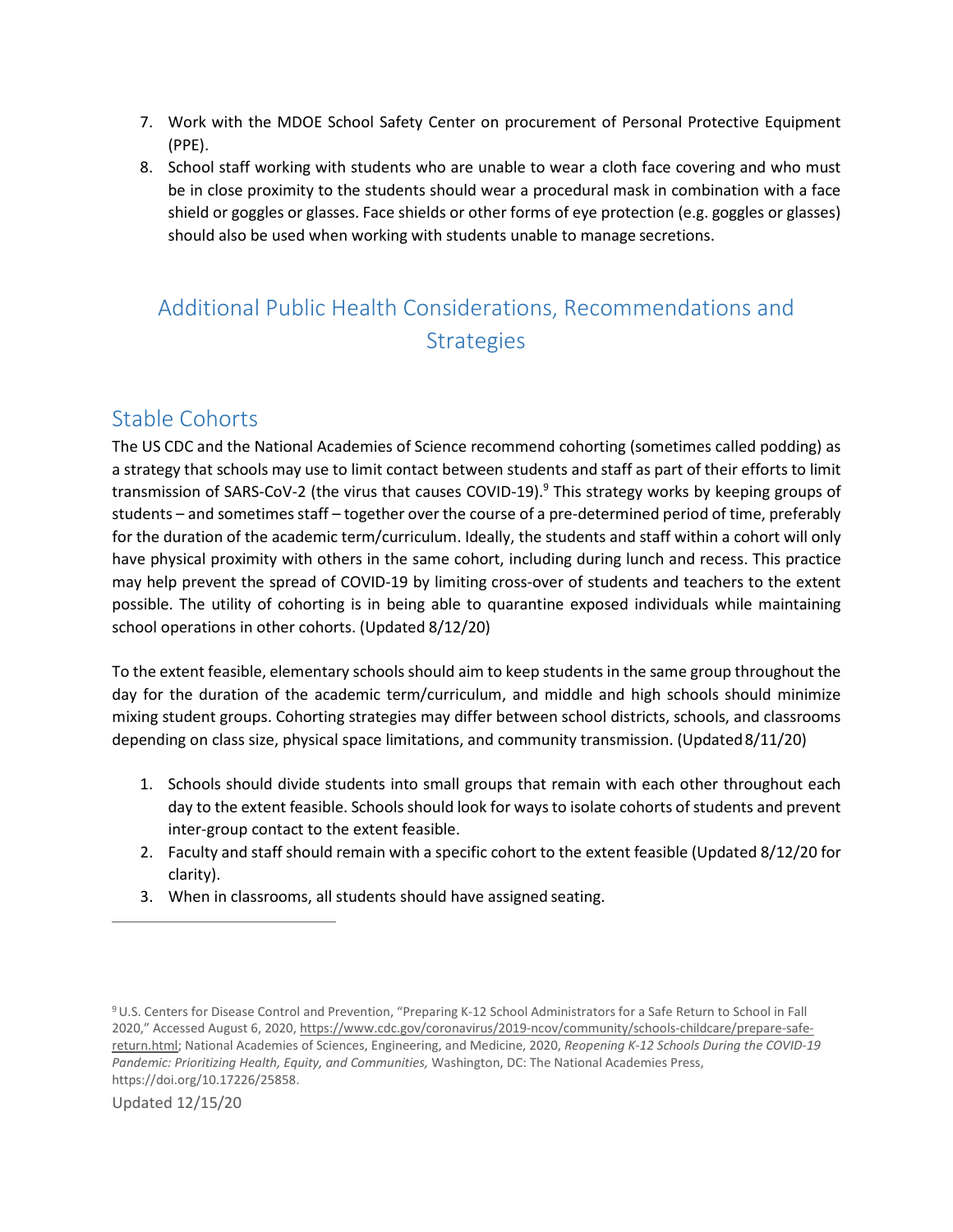7. Work with the MDOE School Safety Center on procurement of Personal Protective Equipment (PPE).
8. School staff working with students who are unable to wear a cloth face covering and who must be in close proximity to the students should wear a procedural mask in combination with a face shield or goggles or glasses. Face shields or other forms of eye protection (e.g. goggles or glasses) should also be used when working with students unable to manage secretions.

# Additional Public Health Considerations, Recommendations and Strategies

## Stable Cohorts

The US CDC and the National Academies of Science recommend cohorting (sometimes called podding) as a strategy that schools may use to limit contact between students and staff as part of their efforts to limit transmission of SARS-CoV-2 (the virus that causes COVID-19).[9] This strategy works by keeping groups of students – and sometimes staff – together over the course of a pre-determined period of time, preferably for the duration of the academic term/curriculum. Ideally, the students and staff within a cohort will only have physical proximity with others in the same cohort, including during lunch and recess. This practice may help prevent the spread of COVID-19 by limiting cross-over of students and teachers to the extent possible. The utility of cohorting is in being able to quarantine exposed individuals while maintaining school operations in other cohorts. (Updated 8/12/20)

To the extent feasible, elementary schools should aim to keep students in the same group throughout the day for the duration of the academic term/curriculum, and middle and high schools should minimize mixing student groups. Cohorting strategies may differ between school districts, schools, and classrooms depending on class size, physical space limitations, and community transmission. (Updated 8/11/20)

1. Schools should divide students into small groups that remain with each other throughout each day to the extent feasible. Schools should look for ways to isolate cohorts of students and prevent inter-group contact to the extent feasible.
2. Faculty and staff should remain with a specific cohort to the extent feasible (Updated 8/12/20 for clarity).
3. When in classrooms, all students should have assigned seating.

[9] U.S. Centers for Disease Control and Prevention, "Preparing K-12 School Administrators for a Safe Return to School in Fall 2020," Accessed August 6, 2020, https://www.cdc.gov/coronavirus/2019-ncov/community/schools-childcare/prepare-safe-return.html; National Academies of Sciences, Engineering, and Medicine, 2020, *Reopening K-12 Schools During the COVID-19 Pandemic: Prioritizing Health, Equity, and Communities,* Washington, DC: The National Academies Press, https://doi.org/10.17226/25858.

Updated 12/15/20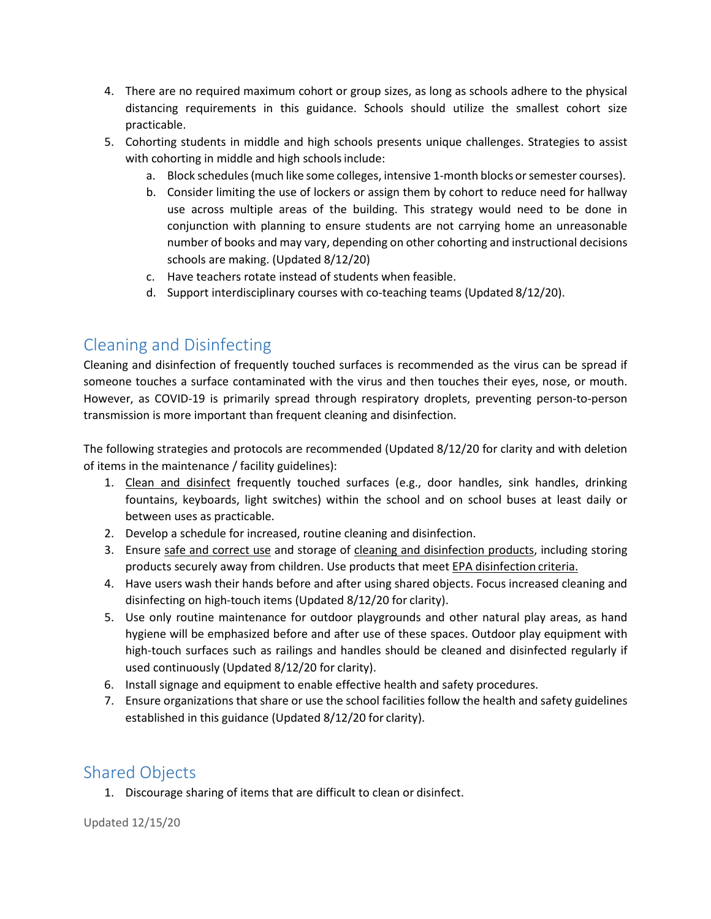4. There are no required maximum cohort or group sizes, as long as schools adhere to the physical distancing requirements in this guidance. Schools should utilize the smallest cohort size practicable.
5. Cohorting students in middle and high schools presents unique challenges. Strategies to assist with cohorting in middle and high schools include:
   a. Block schedules (much like some colleges, intensive 1-month blocks or semester courses).
   b. Consider limiting the use of lockers or assign them by cohort to reduce need for hallway use across multiple areas of the building. This strategy would need to be done in conjunction with planning to ensure students are not carrying home an unreasonable number of books and may vary, depending on other cohorting and instructional decisions schools are making. (Updated 8/12/20)
   c. Have teachers rotate instead of students when feasible.
   d. Support interdisciplinary courses with co-teaching teams (Updated 8/12/20).

## Cleaning and Disinfecting

Cleaning and disinfection of frequently touched surfaces is recommended as the virus can be spread if someone touches a surface contaminated with the virus and then touches their eyes, nose, or mouth. However, as COVID-19 is primarily spread through respiratory droplets, preventing person-to-person transmission is more important than frequent cleaning and disinfection.

The following strategies and protocols are recommended (Updated 8/12/20 for clarity and with deletion of items in the maintenance / facility guidelines):

1. Clean and disinfect frequently touched surfaces (e.g., door handles, sink handles, drinking fountains, keyboards, light switches) within the school and on school buses at least daily or between uses as practicable.
2. Develop a schedule for increased, routine cleaning and disinfection.
3. Ensure safe and correct use and storage of cleaning and disinfection products, including storing products securely away from children. Use products that meet EPA disinfection criteria.
4. Have users wash their hands before and after using shared objects. Focus increased cleaning and disinfecting on high-touch items (Updated 8/12/20 for clarity).
5. Use only routine maintenance for outdoor playgrounds and other natural play areas, as hand hygiene will be emphasized before and after use of these spaces. Outdoor play equipment with high-touch surfaces such as railings and handles should be cleaned and disinfected regularly if used continuously (Updated 8/12/20 for clarity).
6. Install signage and equipment to enable effective health and safety procedures.
7. Ensure organizations that share or use the school facilities follow the health and safety guidelines established in this guidance (Updated 8/12/20 for clarity).

## Shared Objects

1. Discourage sharing of items that are difficult to clean or disinfect.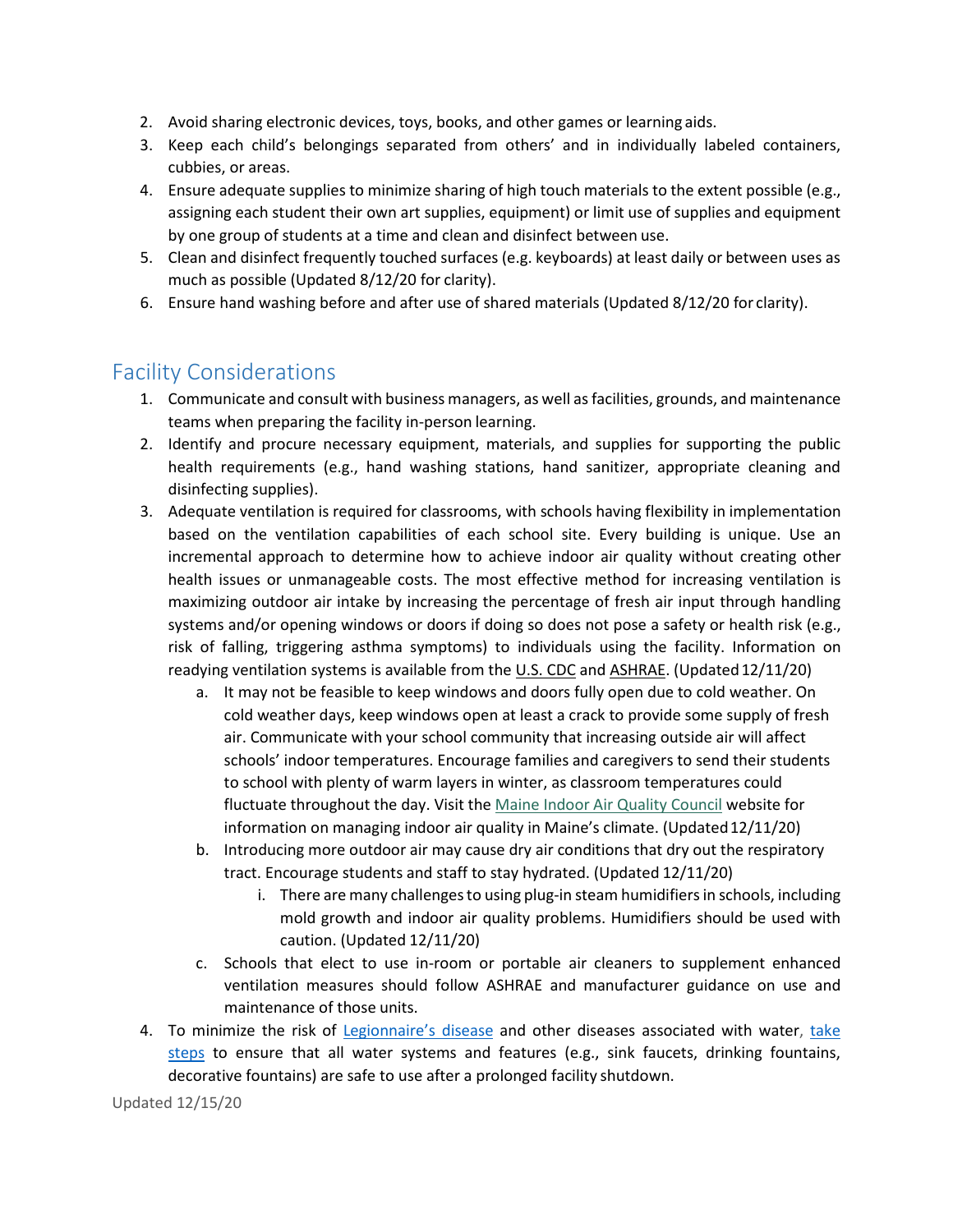2. Avoid sharing electronic devices, toys, books, and other games or learning aids.
3. Keep each child's belongings separated from others' and in individually labeled containers, cubbies, or areas.
4. Ensure adequate supplies to minimize sharing of high touch materials to the extent possible (e.g., assigning each student their own art supplies, equipment) or limit use of supplies and equipment by one group of students at a time and clean and disinfect between use.
5. Clean and disinfect frequently touched surfaces (e.g. keyboards) at least daily or between uses as much as possible (Updated 8/12/20 for clarity).
6. Ensure hand washing before and after use of shared materials (Updated 8/12/20 for clarity).

## Facility Considerations

1. Communicate and consult with business managers, as well as facilities, grounds, and maintenance teams when preparing the facility in-person learning.
2. Identify and procure necessary equipment, materials, and supplies for supporting the public health requirements (e.g., hand washing stations, hand sanitizer, appropriate cleaning and disinfecting supplies).
3. Adequate ventilation is required for classrooms, with schools having flexibility in implementation based on the ventilation capabilities of each school site. Every building is unique. Use an incremental approach to determine how to achieve indoor air quality without creating other health issues or unmanageable costs. The most effective method for increasing ventilation is maximizing outdoor air intake by increasing the percentage of fresh air input through handling systems and/or opening windows or doors if doing so does not pose a safety or health risk (e.g., risk of falling, triggering asthma symptoms) to individuals using the facility. Information on readying ventilation systems is available from the U.S. CDC and ASHRAE. (Updated 12/11/20)
    a. It may not be feasible to keep windows and doors fully open due to cold weather. On cold weather days, keep windows open at least a crack to provide some supply of fresh air. Communicate with your school community that increasing outside air will affect schools' indoor temperatures. Encourage families and caregivers to send their students to school with plenty of warm layers in winter, as classroom temperatures could fluctuate throughout the day. Visit the Maine Indoor Air Quality Council website for information on managing indoor air quality in Maine's climate. (Updated 12/11/20)
    b. Introducing more outdoor air may cause dry air conditions that dry out the respiratory tract. Encourage students and staff to stay hydrated. (Updated 12/11/20)
        i. There are many challenges to using plug-in steam humidifiers in schools, including mold growth and indoor air quality problems. Humidifiers should be used with caution. (Updated 12/11/20)
    c. Schools that elect to use in-room or portable air cleaners to supplement enhanced ventilation measures should follow ASHRAE and manufacturer guidance on use and maintenance of those units.
4. To minimize the risk of Legionnaire's disease and other diseases associated with water, take steps to ensure that all water systems and features (e.g., sink faucets, drinking fountains, decorative fountains) are safe to use after a prolonged facility shutdown.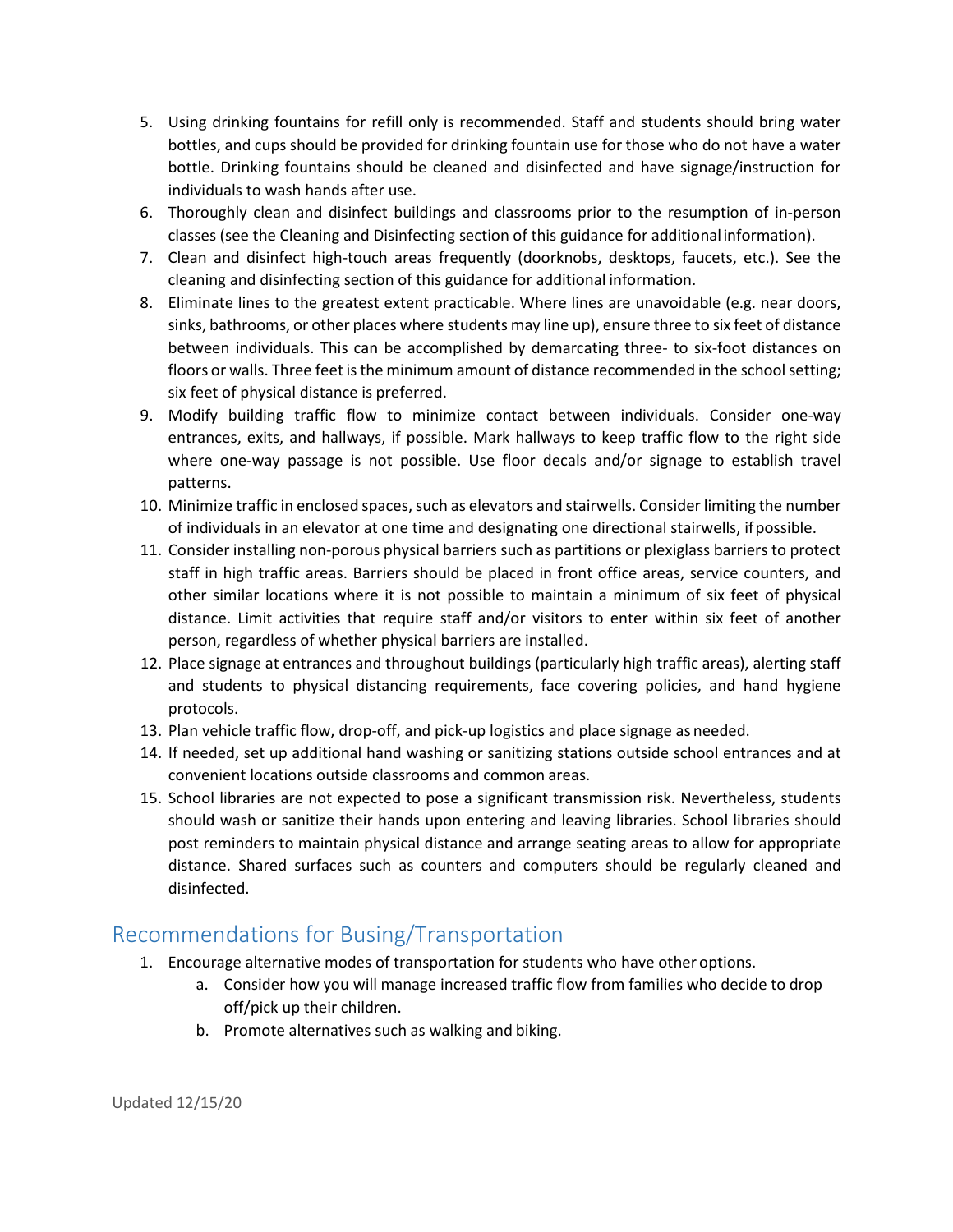5. Using drinking fountains for refill only is recommended. Staff and students should bring water bottles, and cups should be provided for drinking fountain use for those who do not have a water bottle. Drinking fountains should be cleaned and disinfected and have signage/instruction for individuals to wash hands after use.
6. Thoroughly clean and disinfect buildings and classrooms prior to the resumption of in-person classes (see the Cleaning and Disinfecting section of this guidance for additional information).
7. Clean and disinfect high-touch areas frequently (doorknobs, desktops, faucets, etc.). See the cleaning and disinfecting section of this guidance for additional information.
8. Eliminate lines to the greatest extent practicable. Where lines are unavoidable (e.g. near doors, sinks, bathrooms, or other places where students may line up), ensure three to six feet of distance between individuals. This can be accomplished by demarcating three- to six-foot distances on floors or walls. Three feet is the minimum amount of distance recommended in the school setting; six feet of physical distance is preferred.
9. Modify building traffic flow to minimize contact between individuals. Consider one-way entrances, exits, and hallways, if possible. Mark hallways to keep traffic flow to the right side where one-way passage is not possible. Use floor decals and/or signage to establish travel patterns.
10. Minimize traffic in enclosed spaces, such as elevators and stairwells. Consider limiting the number of individuals in an elevator at one time and designating one directional stairwells, if possible.
11. Consider installing non-porous physical barriers such as partitions or plexiglass barriers to protect staff in high traffic areas. Barriers should be placed in front office areas, service counters, and other similar locations where it is not possible to maintain a minimum of six feet of physical distance. Limit activities that require staff and/or visitors to enter within six feet of another person, regardless of whether physical barriers are installed.
12. Place signage at entrances and throughout buildings (particularly high traffic areas), alerting staff and students to physical distancing requirements, face covering policies, and hand hygiene protocols.
13. Plan vehicle traffic flow, drop-off, and pick-up logistics and place signage as needed.
14. If needed, set up additional hand washing or sanitizing stations outside school entrances and at convenient locations outside classrooms and common areas.
15. School libraries are not expected to pose a significant transmission risk. Nevertheless, students should wash or sanitize their hands upon entering and leaving libraries. School libraries should post reminders to maintain physical distance and arrange seating areas to allow for appropriate distance. Shared surfaces such as counters and computers should be regularly cleaned and disinfected.

## Recommendations for Busing/Transportation

1. Encourage alternative modes of transportation for students who have other options.
   a. Consider how you will manage increased traffic flow from families who decide to drop off/pick up their children.
   b. Promote alternatives such as walking and biking.

Updated 12/15/20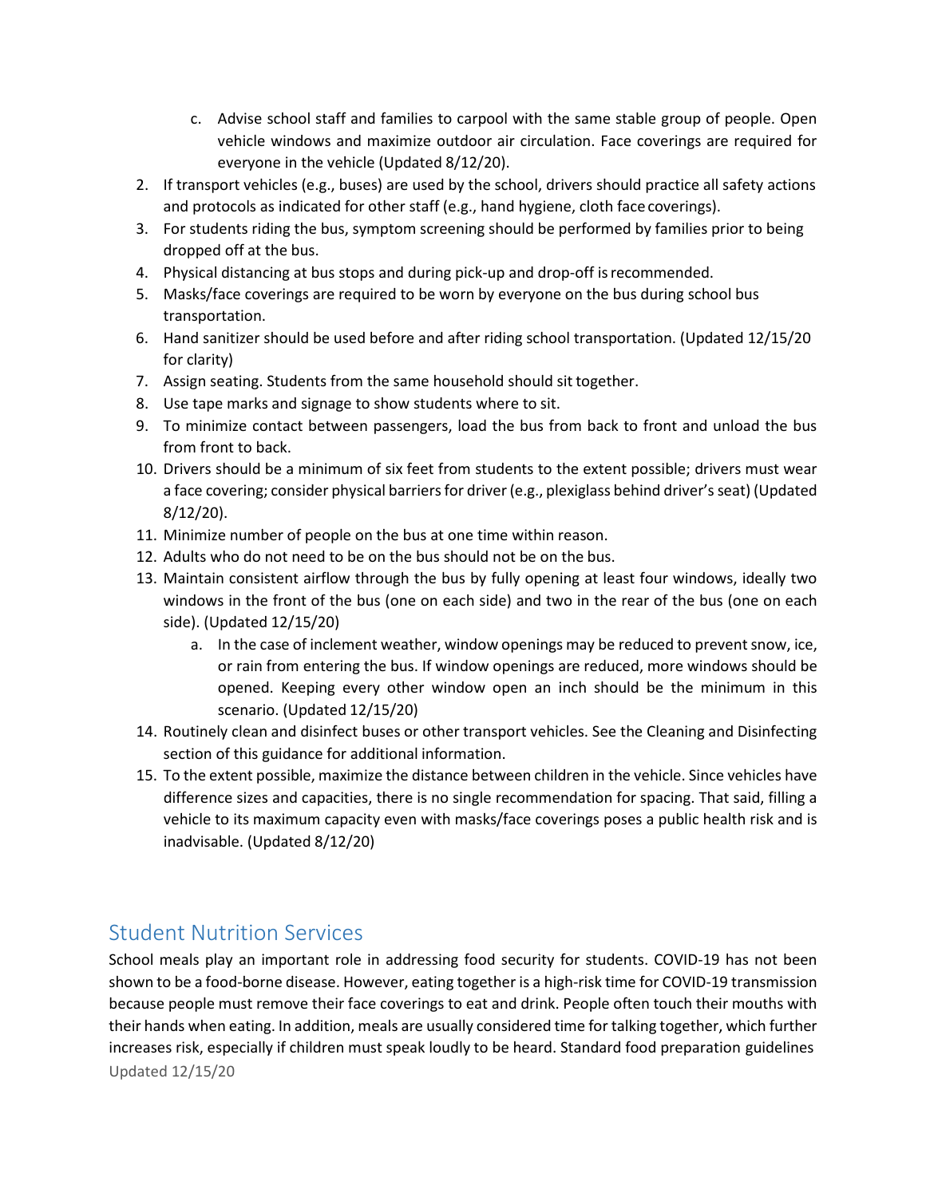c. Advise school staff and families to carpool with the same stable group of people. Open vehicle windows and maximize outdoor air circulation. Face coverings are required for everyone in the vehicle (Updated 8/12/20).

2. If transport vehicles (e.g., buses) are used by the school, drivers should practice all safety actions and protocols as indicated for other staff (e.g., hand hygiene, cloth face coverings).
3. For students riding the bus, symptom screening should be performed by families prior to being dropped off at the bus.
4. Physical distancing at bus stops and during pick-up and drop-off is recommended.
5. Masks/face coverings are required to be worn by everyone on the bus during school bus transportation.
6. Hand sanitizer should be used before and after riding school transportation. (Updated 12/15/20 for clarity)
7. Assign seating. Students from the same household should sit together.
8. Use tape marks and signage to show students where to sit.
9. To minimize contact between passengers, load the bus from back to front and unload the bus from front to back.
10. Drivers should be a minimum of six feet from students to the extent possible; drivers must wear a face covering; consider physical barriers for driver (e.g., plexiglass behind driver's seat) (Updated 8/12/20).
11. Minimize number of people on the bus at one time within reason.
12. Adults who do not need to be on the bus should not be on the bus.
13. Maintain consistent airflow through the bus by fully opening at least four windows, ideally two windows in the front of the bus (one on each side) and two in the rear of the bus (one on each side). (Updated 12/15/20)
    a. In the case of inclement weather, window openings may be reduced to prevent snow, ice, or rain from entering the bus. If window openings are reduced, more windows should be opened. Keeping every other window open an inch should be the minimum in this scenario. (Updated 12/15/20)
14. Routinely clean and disinfect buses or other transport vehicles. See the Cleaning and Disinfecting section of this guidance for additional information.
15. To the extent possible, maximize the distance between children in the vehicle. Since vehicles have difference sizes and capacities, there is no single recommendation for spacing. That said, filling a vehicle to its maximum capacity even with masks/face coverings poses a public health risk and is inadvisable. (Updated 8/12/20)

## Student Nutrition Services

School meals play an important role in addressing food security for students. COVID-19 has not been shown to be a food-borne disease. However, eating together is a high-risk time for COVID-19 transmission because people must remove their face coverings to eat and drink. People often touch their mouths with their hands when eating. In addition, meals are usually considered time for talking together, which further increases risk, especially if children must speak loudly to be heard. Standard food preparation guidelines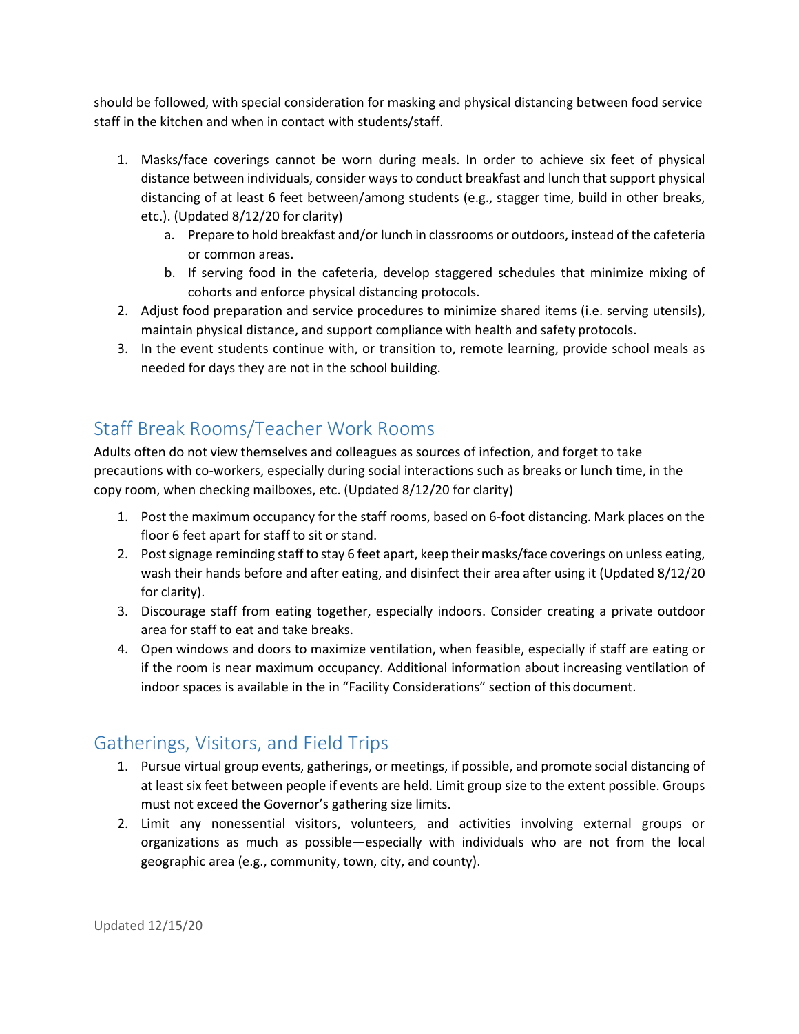should be followed, with special consideration for masking and physical distancing between food service staff in the kitchen and when in contact with students/staff.

1. Masks/face coverings cannot be worn during meals. In order to achieve six feet of physical distance between individuals, consider ways to conduct breakfast and lunch that support physical distancing of at least 6 feet between/among students (e.g., stagger time, build in other breaks, etc.). (Updated 8/12/20 for clarity)
   a. Prepare to hold breakfast and/or lunch in classrooms or outdoors, instead of the cafeteria or common areas.
   b. If serving food in the cafeteria, develop staggered schedules that minimize mixing of cohorts and enforce physical distancing protocols.
2. Adjust food preparation and service procedures to minimize shared items (i.e. serving utensils), maintain physical distance, and support compliance with health and safety protocols.
3. In the event students continue with, or transition to, remote learning, provide school meals as needed for days they are not in the school building.

## Staff Break Rooms/Teacher Work Rooms

Adults often do not view themselves and colleagues as sources of infection, and forget to take precautions with co-workers, especially during social interactions such as breaks or lunch time, in the copy room, when checking mailboxes, etc. (Updated 8/12/20 for clarity)

1. Post the maximum occupancy for the staff rooms, based on 6-foot distancing. Mark places on the floor 6 feet apart for staff to sit or stand.
2. Post signage reminding staff to stay 6 feet apart, keep their masks/face coverings on unless eating, wash their hands before and after eating, and disinfect their area after using it (Updated 8/12/20 for clarity).
3. Discourage staff from eating together, especially indoors. Consider creating a private outdoor area for staff to eat and take breaks.
4. Open windows and doors to maximize ventilation, when feasible, especially if staff are eating or if the room is near maximum occupancy. Additional information about increasing ventilation of indoor spaces is available in the in "Facility Considerations" section of this document.

## Gatherings, Visitors, and Field Trips

1. Pursue virtual group events, gatherings, or meetings, if possible, and promote social distancing of at least six feet between people if events are held. Limit group size to the extent possible. Groups must not exceed the Governor's gathering size limits.
2. Limit any nonessential visitors, volunteers, and activities involving external groups or organizations as much as possible—especially with individuals who are not from the local geographic area (e.g., community, town, city, and county).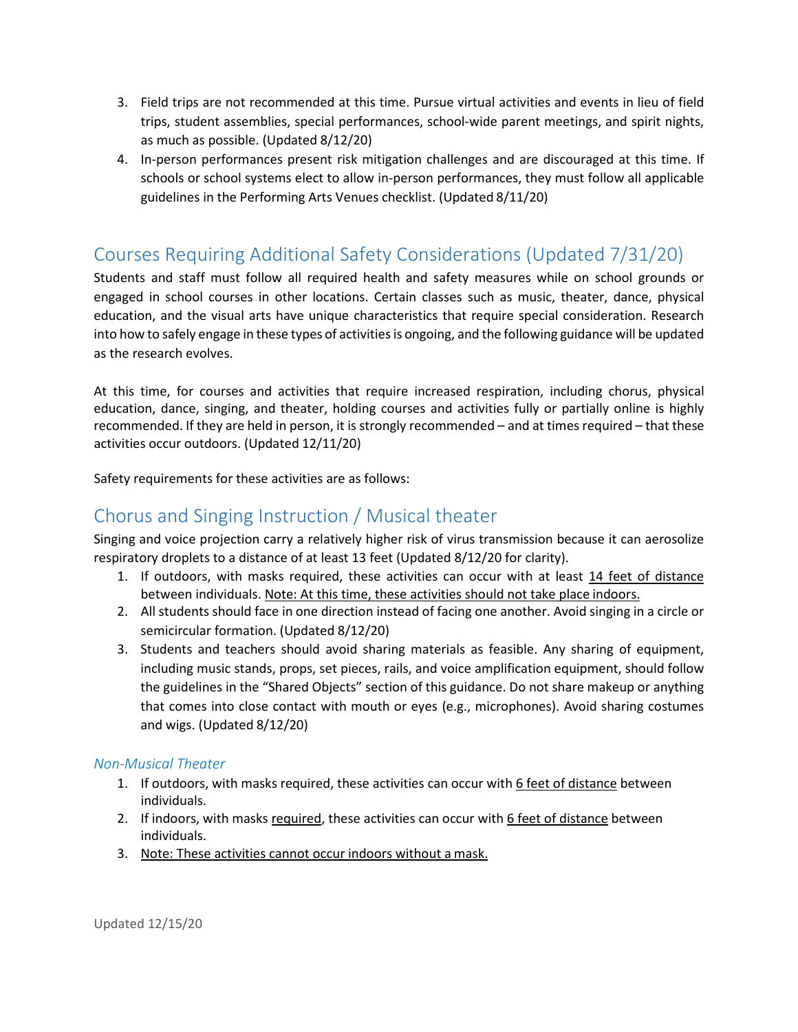3. Field trips are not recommended at this time. Pursue virtual activities and events in lieu of field trips, student assemblies, special performances, school-wide parent meetings, and spirit nights, as much as possible. (Updated 8/12/20)
4. In-person performances present risk mitigation challenges and are discouraged at this time. If schools or school systems elect to allow in-person performances, they must follow all applicable guidelines in the Performing Arts Venues checklist. (Updated 8/11/20)

## Courses Requiring Additional Safety Considerations (Updated 7/31/20)

Students and staff must follow all required health and safety measures while on school grounds or engaged in school courses in other locations. Certain classes such as music, theater, dance, physical education, and the visual arts have unique characteristics that require special consideration. Research into how to safely engage in these types of activities is ongoing, and the following guidance will be updated as the research evolves.

At this time, for courses and activities that require increased respiration, including chorus, physical education, dance, singing, and theater, holding courses and activities fully or partially online is highly recommended. If they are held in person, it is strongly recommended – and at times required – that these activities occur outdoors. (Updated 12/11/20)

Safety requirements for these activities are as follows:

## Chorus and Singing Instruction / Musical theater

Singing and voice projection carry a relatively higher risk of virus transmission because it can aerosolize respiratory droplets to a distance of at least 13 feet (Updated 8/12/20 for clarity).

1. If outdoors, with masks required, these activities can occur with at least <u>14 feet of distance</u> between individuals. <u>Note: At this time, these activities should not take place indoors.</u>
2. All students should face in one direction instead of facing one another. Avoid singing in a circle or semicircular formation. (Updated 8/12/20)
3. Students and teachers should avoid sharing materials as feasible. Any sharing of equipment, including music stands, props, set pieces, rails, and voice amplification equipment, should follow the guidelines in the "Shared Objects" section of this guidance. Do not share makeup or anything that comes into close contact with mouth or eyes (e.g., microphones). Avoid sharing costumes and wigs. (Updated 8/12/20)

### *Non-Musical Theater*

1. If outdoors, with masks required, these activities can occur with <u>6 feet of distance</u> between individuals.
2. If indoors, with masks <u>required</u>, these activities can occur with <u>6 feet of distance</u> between individuals.
3. <u>Note: These activities cannot occur indoors without a mask.</u>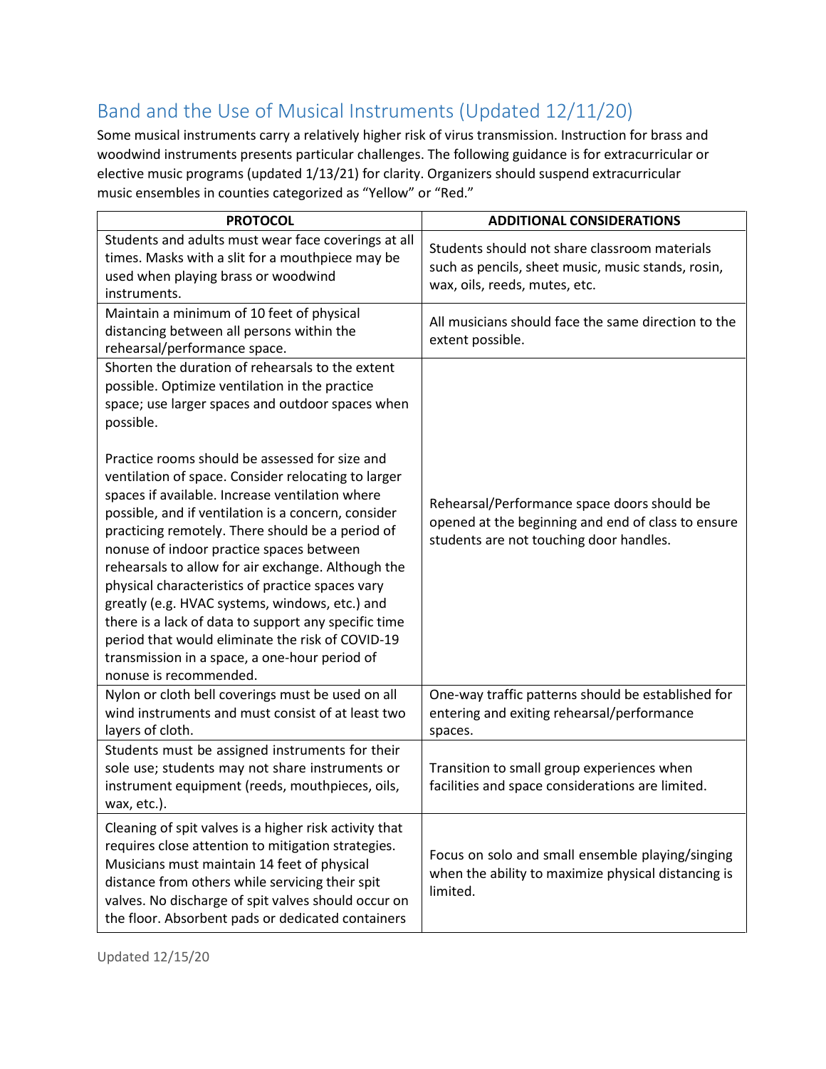## Band and the Use of Musical Instruments (Updated 12/11/20)

Some musical instruments carry a relatively higher risk of virus transmission. Instruction for brass and woodwind instruments presents particular challenges. The following guidance is for extracurricular or elective music programs (updated 1/13/21) for clarity. Organizers should suspend extracurricular music ensembles in counties categorized as "Yellow" or "Red."

| PROTOCOL | ADDITIONAL CONSIDERATIONS |
| --- | --- |
| Students and adults must wear face coverings at all times. Masks with a slit for a mouthpiece may be used when playing brass or woodwind instruments. | Students should not share classroom materials such as pencils, sheet music, music stands, rosin, wax, oils, reeds, mutes, etc. |
| Maintain a minimum of 10 feet of physical distancing between all persons within the rehearsal/performance space. | All musicians should face the same direction to the extent possible. |
| Shorten the duration of rehearsals to the extent possible. Optimize ventilation in the practice space; use larger spaces and outdoor spaces when possible.<br><br>Practice rooms should be assessed for size and ventilation of space. Consider relocating to larger spaces if available. Increase ventilation where possible, and if ventilation is a concern, consider practicing remotely. There should be a period of nonuse of indoor practice spaces between rehearsals to allow for air exchange. Although the physical characteristics of practice spaces vary greatly (e.g. HVAC systems, windows, etc.) and there is a lack of data to support any specific time period that would eliminate the risk of COVID-19 transmission in a space, a one-hour period of nonuse is recommended. | Rehearsal/Performance space doors should be opened at the beginning and end of class to ensure students are not touching door handles. |
| Nylon or cloth bell coverings must be used on all wind instruments and must consist of at least two layers of cloth. | One-way traffic patterns should be established for entering and exiting rehearsal/performance spaces. |
| Students must be assigned instruments for their sole use; students may not share instruments or instrument equipment (reeds, mouthpieces, oils, wax, etc.). | Transition to small group experiences when facilities and space considerations are limited. |
| Cleaning of spit valves is a higher risk activity that requires close attention to mitigation strategies. Musicians must maintain 14 feet of physical distance from others while servicing their spit valves. No discharge of spit valves should occur on the floor. Absorbent pads or dedicated containers | Focus on solo and small ensemble playing/singing when the ability to maximize physical distancing is limited. |

Updated 12/15/20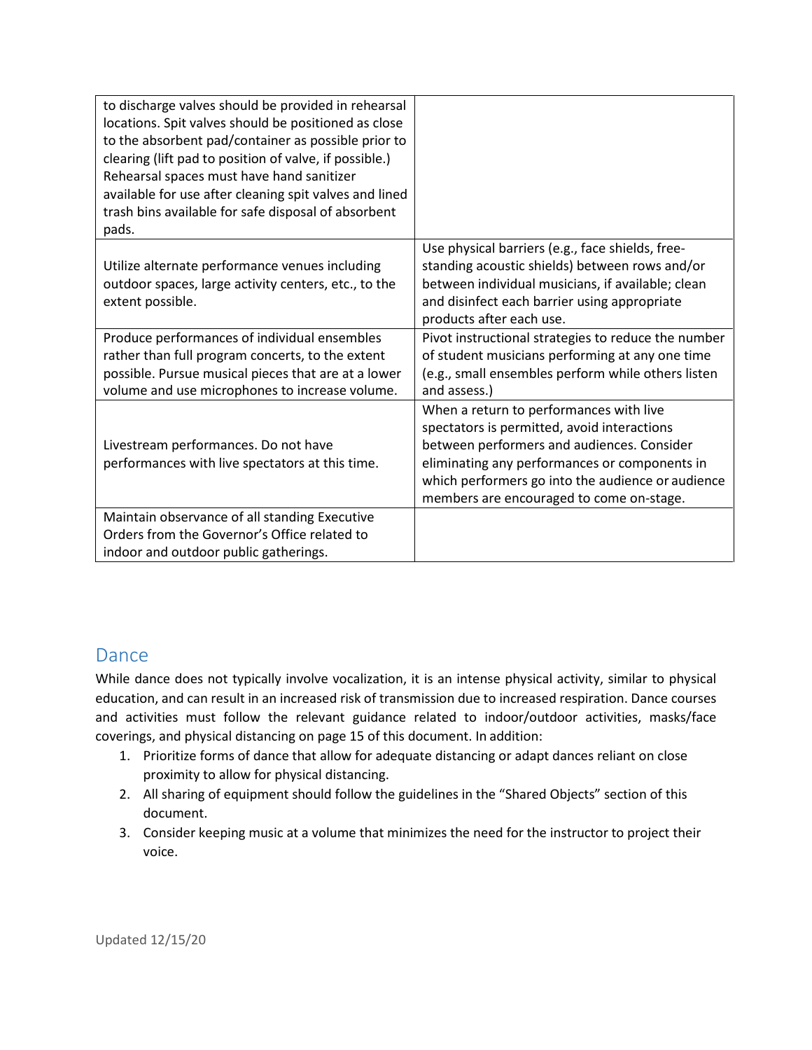| | |
|---|---|
| to discharge valves should be provided in rehearsal locations. Spit valves should be positioned as close to the absorbent pad/container as possible prior to clearing (lift pad to position of valve, if possible.) Rehearsal spaces must have hand sanitizer available for use after cleaning spit valves and lined trash bins available for safe disposal of absorbent pads. | |
| Utilize alternate performance venues including outdoor spaces, large activity centers, etc., to the extent possible. | Use physical barriers (e.g., face shields, free-standing acoustic shields) between rows and/or between individual musicians, if available; clean and disinfect each barrier using appropriate products after each use. |
| Produce performances of individual ensembles rather than full program concerts, to the extent possible. Pursue musical pieces that are at a lower volume and use microphones to increase volume. | Pivot instructional strategies to reduce the number of student musicians performing at any one time (e.g., small ensembles perform while others listen and assess.) |
| Livestream performances. Do not have performances with live spectators at this time. | When a return to performances with live spectators is permitted, avoid interactions between performers and audiences. Consider eliminating any performances or components in which performers go into the audience or audience members are encouraged to come on-stage. |
| Maintain observance of all standing Executive Orders from the Governor's Office related to indoor and outdoor public gatherings. | |

## Dance

While dance does not typically involve vocalization, it is an intense physical activity, similar to physical education, and can result in an increased risk of transmission due to increased respiration. Dance courses and activities must follow the relevant guidance related to indoor/outdoor activities, masks/face coverings, and physical distancing on page 15 of this document. In addition:

1. Prioritize forms of dance that allow for adequate distancing or adapt dances reliant on close proximity to allow for physical distancing.
2. All sharing of equipment should follow the guidelines in the "Shared Objects" section of this document.
3. Consider keeping music at a volume that minimizes the need for the instructor to project their voice.

Updated 12/15/20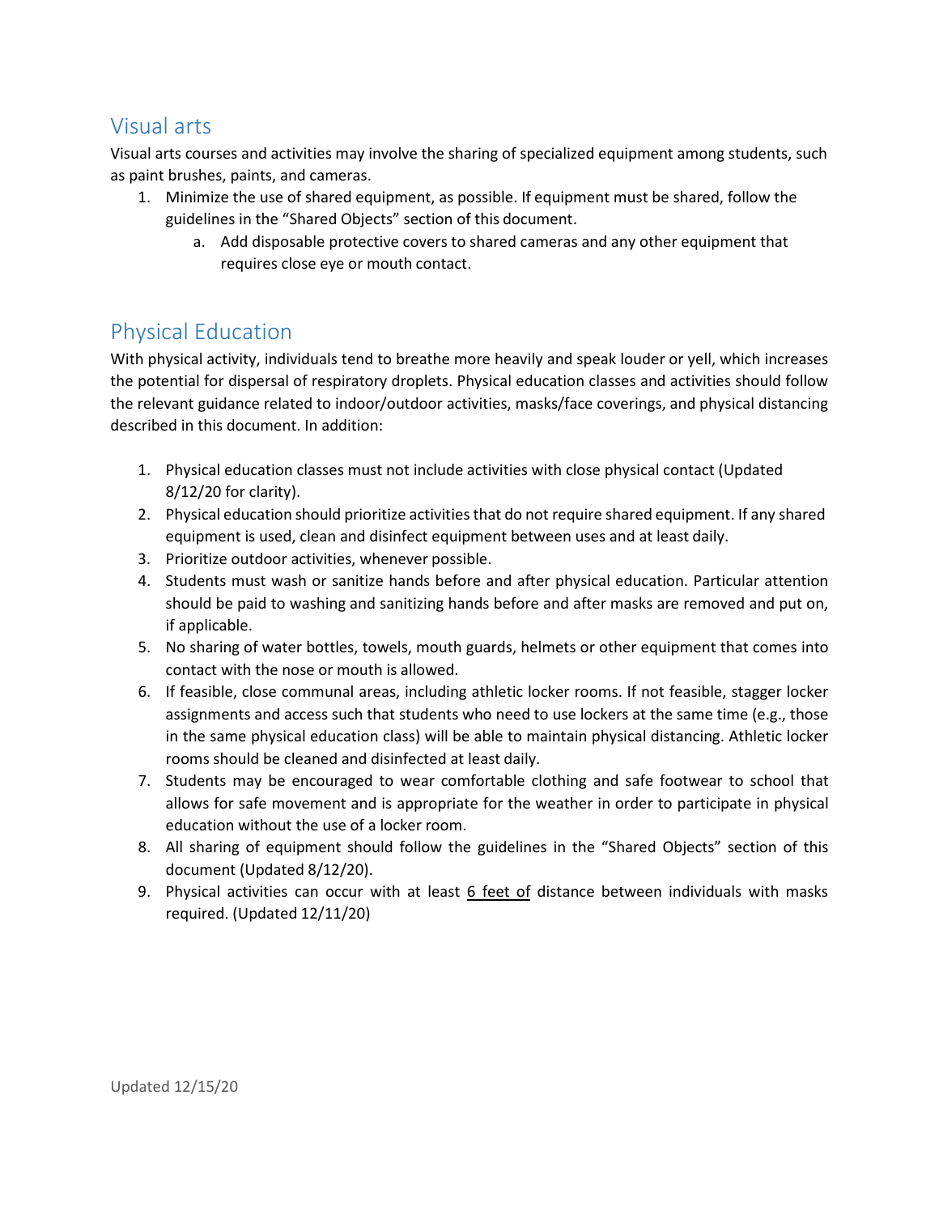## Visual arts

Visual arts courses and activities may involve the sharing of specialized equipment among students, such as paint brushes, paints, and cameras.

1. Minimize the use of shared equipment, as possible. If equipment must be shared, follow the guidelines in the "Shared Objects" section of this document.
   a. Add disposable protective covers to shared cameras and any other equipment that requires close eye or mouth contact.

## Physical Education

With physical activity, individuals tend to breathe more heavily and speak louder or yell, which increases the potential for dispersal of respiratory droplets. Physical education classes and activities should follow the relevant guidance related to indoor/outdoor activities, masks/face coverings, and physical distancing described in this document. In addition:

1. Physical education classes must not include activities with close physical contact (Updated 8/12/20 for clarity).
2. Physical education should prioritize activities that do not require shared equipment. If any shared equipment is used, clean and disinfect equipment between uses and at least daily.
3. Prioritize outdoor activities, whenever possible.
4. Students must wash or sanitize hands before and after physical education. Particular attention should be paid to washing and sanitizing hands before and after masks are removed and put on, if applicable.
5. No sharing of water bottles, towels, mouth guards, helmets or other equipment that comes into contact with the nose or mouth is allowed.
6. If feasible, close communal areas, including athletic locker rooms. If not feasible, stagger locker assignments and access such that students who need to use lockers at the same time (e.g., those in the same physical education class) will be able to maintain physical distancing. Athletic locker rooms should be cleaned and disinfected at least daily.
7. Students may be encouraged to wear comfortable clothing and safe footwear to school that allows for safe movement and is appropriate for the weather in order to participate in physical education without the use of a locker room.
8. All sharing of equipment should follow the guidelines in the "Shared Objects" section of this document (Updated 8/12/20).
9. Physical activities can occur with at least 6 feet of distance between individuals with masks required. (Updated 12/11/20)